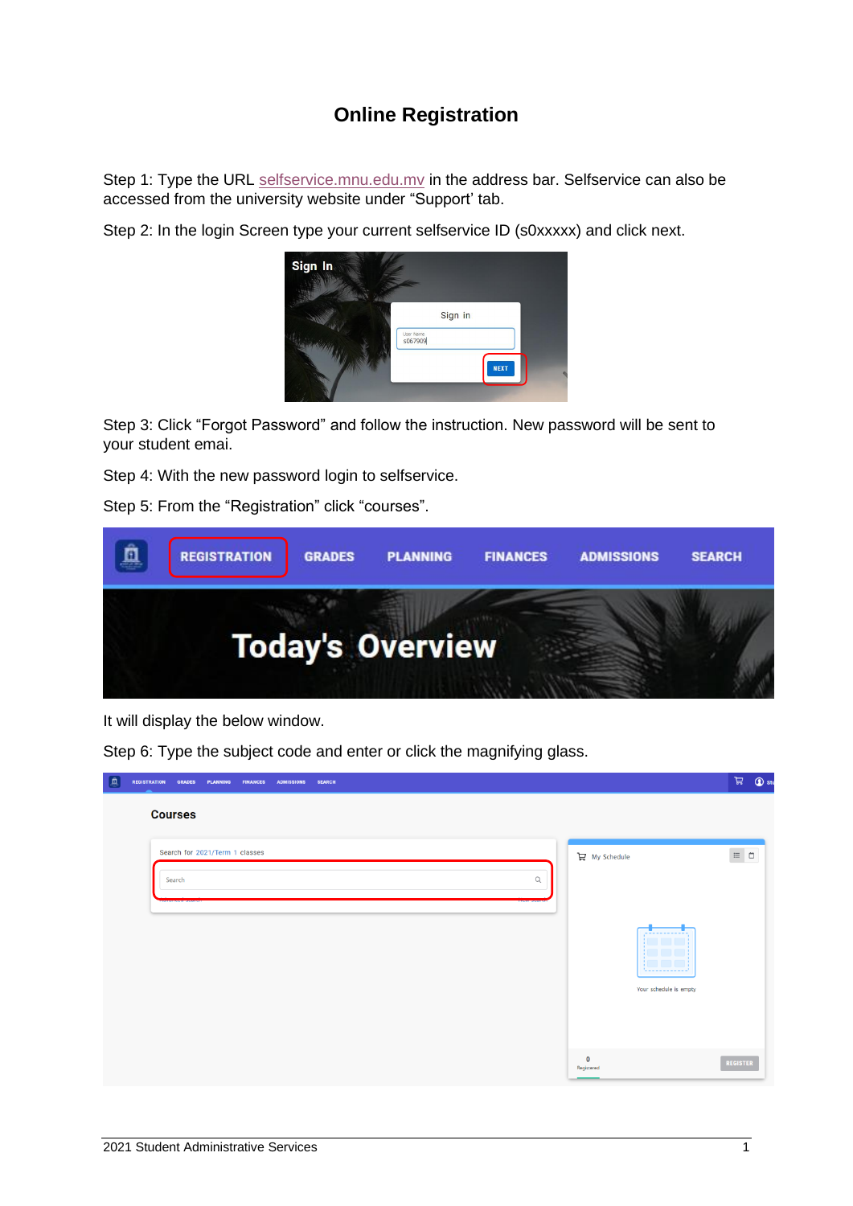# Online Registration

Step 1: Type the URL selfservice.mnu.edu.mv in the address bar. Selfservice can also be accessed from the university website under "Support' tab.

Step 2: In the login Screen type your current selfservice ID (s0xxxxx) and click next.

Step 3: Click "Forgot Password" and follow the instruction. New password will be sent to your student emai.

Step 4: With the new password login to selfservice.

Step 5: From the "Registration" click "courses".

It will display the below window.

Step 6: Type the subject code and enter or click the magnifying glass.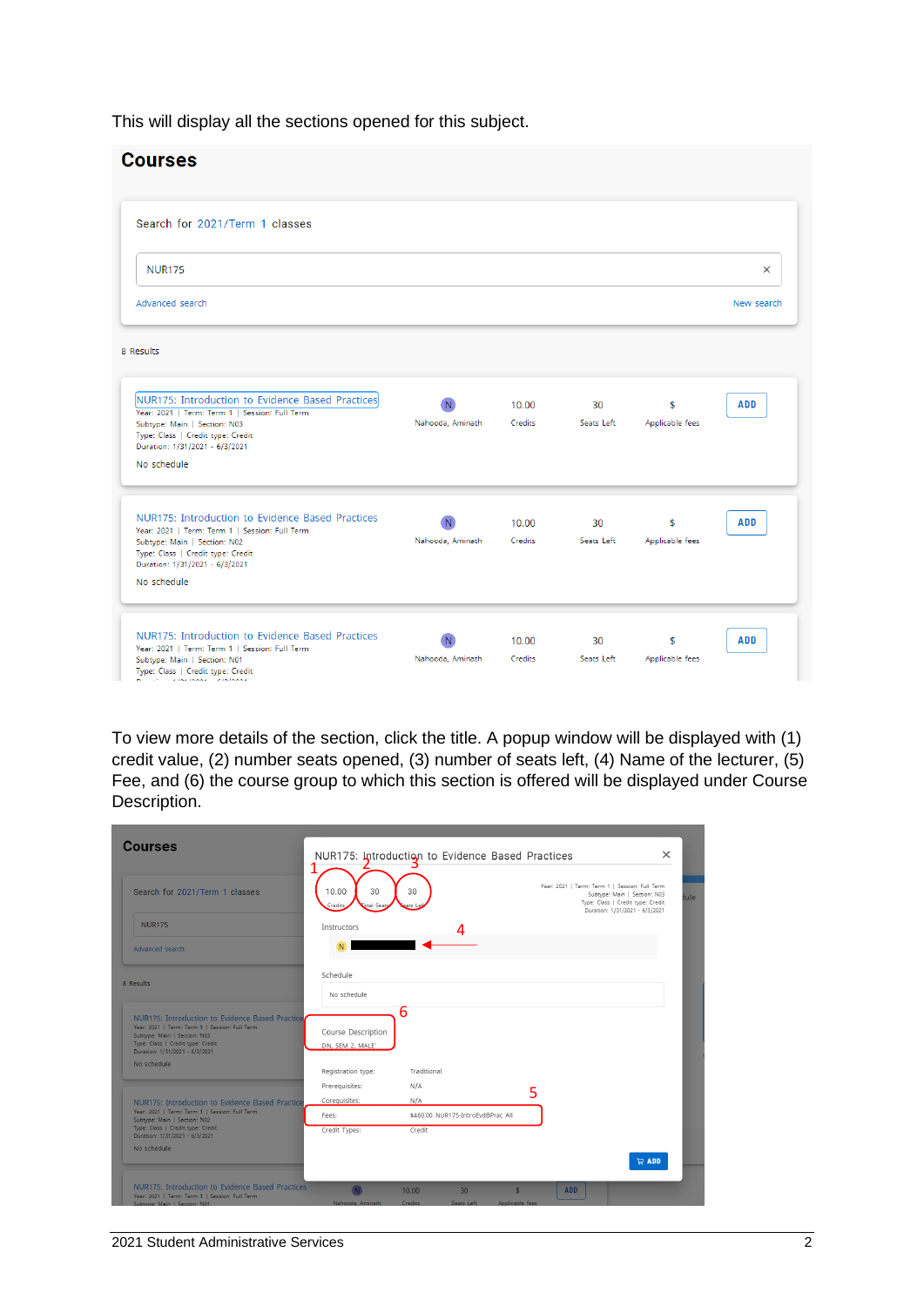This will display all the sections opened for this subject.

## Courses

Search for 2021/Term 1 classes

NUR175

Advanced search — New search

8 Results

| Course | Instructor | Credits | Seats Left | Applicable fees | |
|---|---|---|---|---|---|
| NUR175: Introduction to Evidence Based Practices<br>Year: 2021 \| Term: Term 1 \| Session: Full Term<br>Subtype: Main \| Section: N03<br>Type: Class \| Credit type: Credit<br>Duration: 1/31/2021 - 6/3/2021<br>No schedule | Nahooda, Aminath | 10.00 Credits | 30 Seats Left | $ Applicable fees | ADD |
| NUR175: Introduction to Evidence Based Practices<br>Year: 2021 \| Term: Term 1 \| Session: Full Term<br>Subtype: Main \| Section: N02<br>Type: Class \| Credit type: Credit<br>Duration: 1/31/2021 - 6/3/2021<br>No schedule | Nahooda, Aminath | 10.00 Credits | 30 Seats Left | $ Applicable fees | ADD |
| NUR175: Introduction to Evidence Based Practices<br>Year: 2021 \| Term: Term 1 \| Session: Full Term<br>Subtype: Main \| Section: N01<br>Type: Class \| Credit type: Credit | Nahooda, Aminath | 10.00 Credits | 30 Seats Left | $ Applicable fees | ADD |

To view more details of the section, click the title. A popup window will be displayed with (1) credit value, (2) number seats opened, (3) number of seats left, (4) Name of the lecturer, (5) Fee, and (6) the course group to which this section is offered will be displayed under Course Description.

NUR175: Introduction to Evidence Based Practices

(1) 10.00 Credits — (2) 30 Total Seats — (3) 30 Seats Left

Year: 2021 | Term: Term 1 | Session: Full Term
Subtype: Main | Section: N03
Type: Class | Credit type: Credit
Duration: 1/31/2021 - 6/3/2021

Instructors (4)

Schedule: No schedule

(6) Course Description: DN, SEM 2, MALE'

| | |
|---|---|
| Registration type: | Traditional |
| Prerequisites: | N/A |
| Corequisites: | N/A |
| Fees: (5) | $460.00 NUR175-IntroEvdBPrac All |
| Credit Types: | Credit |

ADD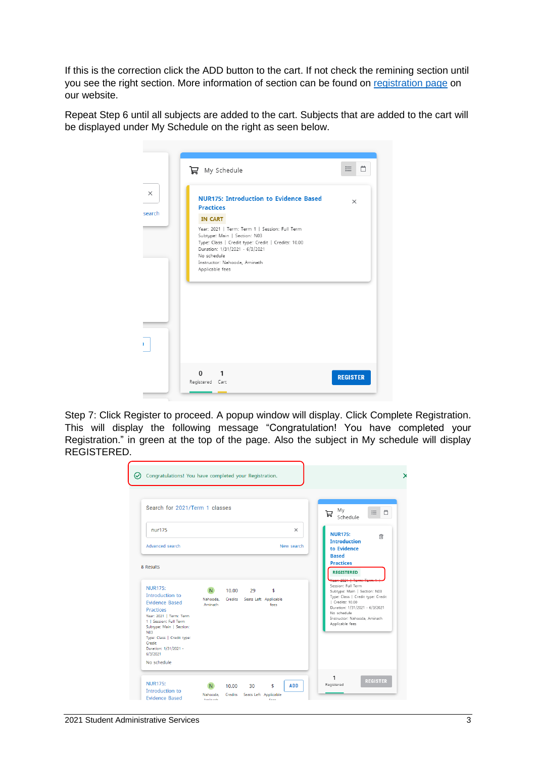If this is the correction click the ADD button to the cart. If not check the remining section until you see the right section. More information of section can be found on [registration page]() on our website.

Repeat Step 6 until all subjects are added to the cart. Subjects that are added to the cart will be displayed under My Schedule on the right as seen below.

Step 7: Click Register to proceed. A popup window will display. Click Complete Registration. This will display the following message "Congratulation! You have completed your Registration." in green at the top of the page. Also the subject in My schedule will display REGISTERED.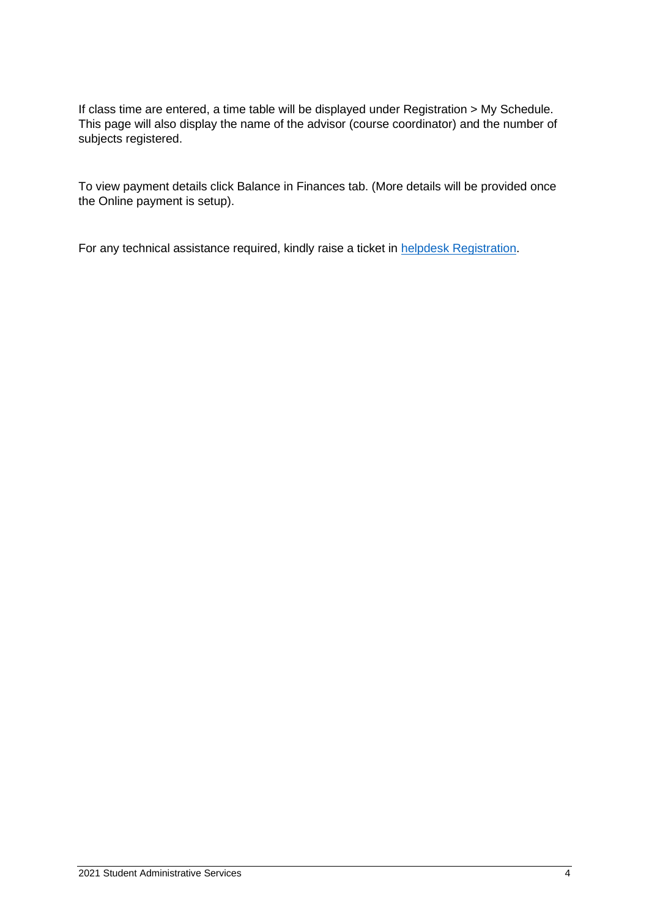If class time are entered, a time table will be displayed under Registration > My Schedule. This page will also display the name of the advisor (course coordinator) and the number of subjects registered.

To view payment details click Balance in Finances tab. (More details will be provided once the Online payment is setup).

For any technical assistance required, kindly raise a ticket in helpdesk Registration.